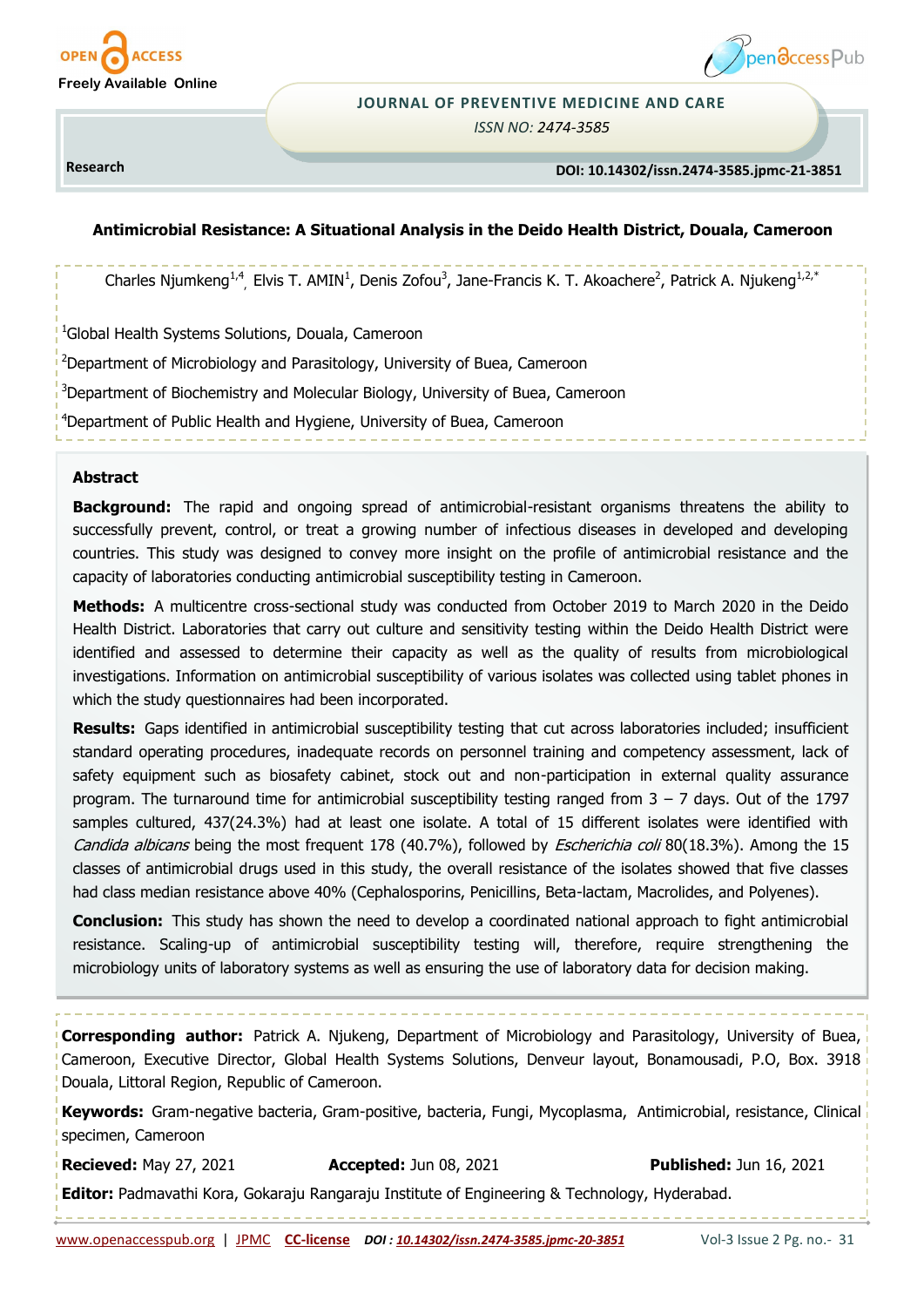Research

DOI: 10.14302/issn.2474-3585.jpmc-21-3851

# Antimicrobial Resistance: A Situational Analysis in the Deido Health District, Douala, Cameroon

Charles Njumkeng[1,4], Elvis T. AMIN[1], Denis Zofou[3], Jane-Francis K. T. Akoachere[2], Patrick A. Njukeng[1,2,*]

[1]Global Health Systems Solutions, Douala, Cameroon

[2]Department of Microbiology and Parasitology, University of Buea, Cameroon

[3]Department of Biochemistry and Molecular Biology, University of Buea, Cameroon

[4]Department of Public Health and Hygiene, University of Buea, Cameroon

## Abstract

**Background:** The rapid and ongoing spread of antimicrobial-resistant organisms threatens the ability to successfully prevent, control, or treat a growing number of infectious diseases in developed and developing countries. This study was designed to convey more insight on the profile of antimicrobial resistance and the capacity of laboratories conducting antimicrobial susceptibility testing in Cameroon.

**Methods:** A multicentre cross-sectional study was conducted from October 2019 to March 2020 in the Deido Health District. Laboratories that carry out culture and sensitivity testing within the Deido Health District were identified and assessed to determine their capacity as well as the quality of results from microbiological investigations. Information on antimicrobial susceptibility of various isolates was collected using tablet phones in which the study questionnaires had been incorporated.

**Results:** Gaps identified in antimicrobial susceptibility testing that cut across laboratories included; insufficient standard operating procedures, inadequate records on personnel training and competency assessment, lack of safety equipment such as biosafety cabinet, stock out and non-participation in external quality assurance program. The turnaround time for antimicrobial susceptibility testing ranged from 3 – 7 days. Out of the 1797 samples cultured, 437(24.3%) had at least one isolate. A total of 15 different isolates were identified with *Candida albicans* being the most frequent 178 (40.7%), followed by *Escherichia coli* 80(18.3%). Among the 15 classes of antimicrobial drugs used in this study, the overall resistance of the isolates showed that five classes had class median resistance above 40% (Cephalosporins, Penicillins, Beta-lactam, Macrolides, and Polyenes).

**Conclusion:** This study has shown the need to develop a coordinated national approach to fight antimicrobial resistance. Scaling-up of antimicrobial susceptibility testing will, therefore, require strengthening the microbiology units of laboratory systems as well as ensuring the use of laboratory data for decision making.

**Corresponding author:** Patrick A. Njukeng, Department of Microbiology and Parasitology, University of Buea, Cameroon, Executive Director, Global Health Systems Solutions, Denveur layout, Bonamousadi, P.O, Box. 3918 Douala, Littoral Region, Republic of Cameroon.

**Keywords:** Gram-negative bacteria, Gram-positive, bacteria, Fungi, Mycoplasma, Antimicrobial, resistance, Clinical specimen, Cameroon

**Recieved:** May 27, 2021 **Accepted:** Jun 08, 2021 **Published:** Jun 16, 2021

**Editor:** Padmavathi Kora, Gokaraju Rangaraju Institute of Engineering & Technology, Hyderabad.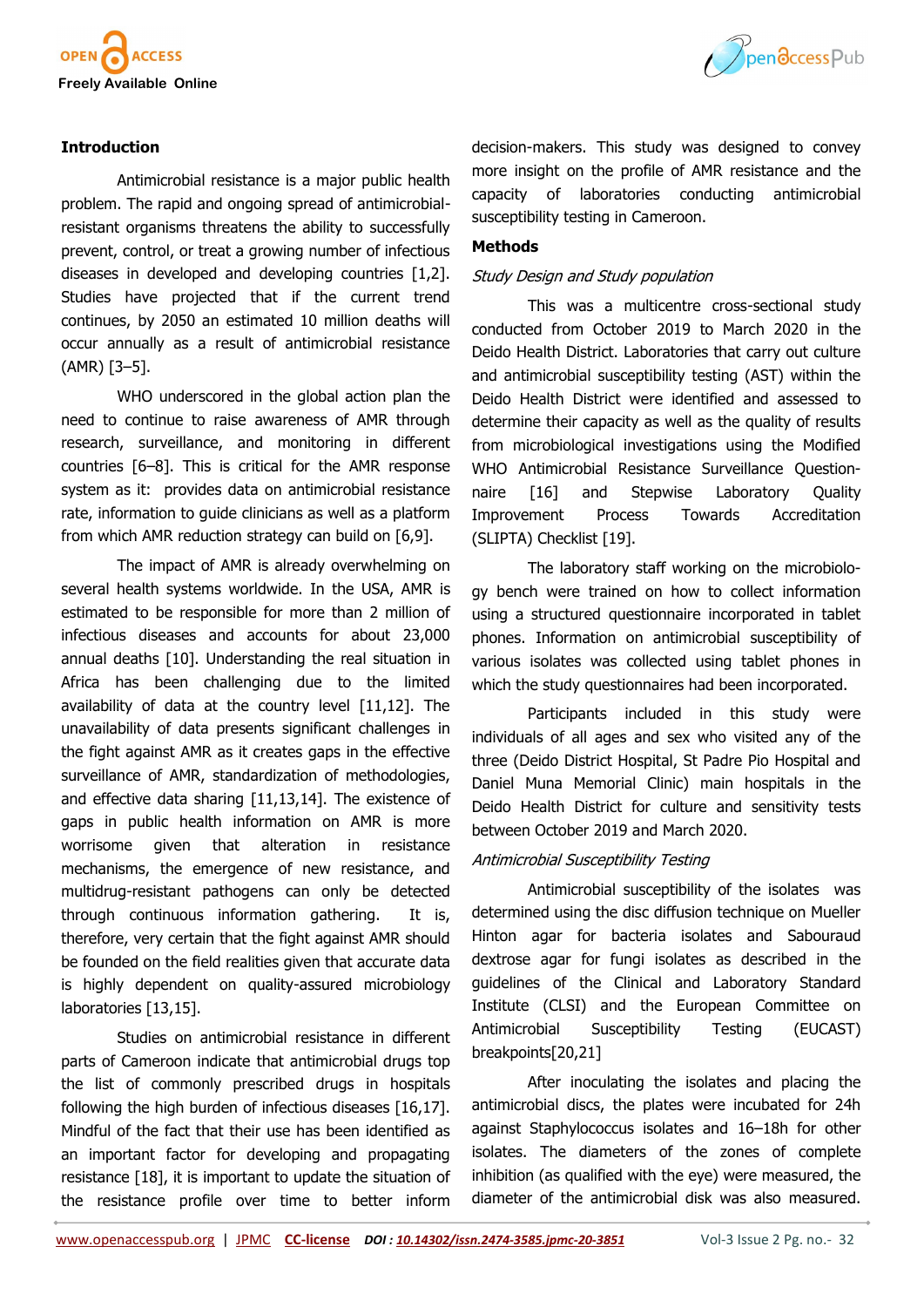## Introduction

Antimicrobial resistance is a major public health problem. The rapid and ongoing spread of antimicrobial-resistant organisms threatens the ability to successfully prevent, control, or treat a growing number of infectious diseases in developed and developing countries [1,2]. Studies have projected that if the current trend continues, by 2050 an estimated 10 million deaths will occur annually as a result of antimicrobial resistance (AMR) [3–5].

WHO underscored in the global action plan the need to continue to raise awareness of AMR through research, surveillance, and monitoring in different countries [6–8]. This is critical for the AMR response system as it: provides data on antimicrobial resistance rate, information to guide clinicians as well as a platform from which AMR reduction strategy can build on [6,9].

The impact of AMR is already overwhelming on several health systems worldwide. In the USA, AMR is estimated to be responsible for more than 2 million of infectious diseases and accounts for about 23,000 annual deaths [10]. Understanding the real situation in Africa has been challenging due to the limited availability of data at the country level [11,12]. The unavailability of data presents significant challenges in the fight against AMR as it creates gaps in the effective surveillance of AMR, standardization of methodologies, and effective data sharing [11,13,14]. The existence of gaps in public health information on AMR is more worrisome given that alteration in resistance mechanisms, the emergence of new resistance, and multidrug-resistant pathogens can only be detected through continuous information gathering. It is, therefore, very certain that the fight against AMR should be founded on the field realities given that accurate data is highly dependent on quality-assured microbiology laboratories [13,15].

Studies on antimicrobial resistance in different parts of Cameroon indicate that antimicrobial drugs top the list of commonly prescribed drugs in hospitals following the high burden of infectious diseases [16,17]. Mindful of the fact that their use has been identified as an important factor for developing and propagating resistance [18], it is important to update the situation of the resistance profile over time to better inform decision-makers. This study was designed to convey more insight on the profile of AMR resistance and the capacity of laboratories conducting antimicrobial susceptibility testing in Cameroon.

## Methods

### *Study Design and Study population*

This was a multicentre cross-sectional study conducted from October 2019 to March 2020 in the Deido Health District. Laboratories that carry out culture and antimicrobial susceptibility testing (AST) within the Deido Health District were identified and assessed to determine their capacity as well as the quality of results from microbiological investigations using the Modified WHO Antimicrobial Resistance Surveillance Questionnaire [16] and Stepwise Laboratory Quality Improvement Process Towards Accreditation (SLIPTA) Checklist [19].

The laboratory staff working on the microbiology bench were trained on how to collect information using a structured questionnaire incorporated in tablet phones. Information on antimicrobial susceptibility of various isolates was collected using tablet phones in which the study questionnaires had been incorporated.

Participants included in this study were individuals of all ages and sex who visited any of the three (Deido District Hospital, St Padre Pio Hospital and Daniel Muna Memorial Clinic) main hospitals in the Deido Health District for culture and sensitivity tests between October 2019 and March 2020.

### *Antimicrobial Susceptibility Testing*

Antimicrobial susceptibility of the isolates was determined using the disc diffusion technique on Mueller Hinton agar for bacteria isolates and Sabouraud dextrose agar for fungi isolates as described in the guidelines of the Clinical and Laboratory Standard Institute (CLSI) and the European Committee on Antimicrobial Susceptibility Testing (EUCAST) breakpoints[20,21]

After inoculating the isolates and placing the antimicrobial discs, the plates were incubated for 24h against Staphylococcus isolates and 16–18h for other isolates. The diameters of the zones of complete inhibition (as qualified with the eye) were measured, the diameter of the antimicrobial disk was also measured.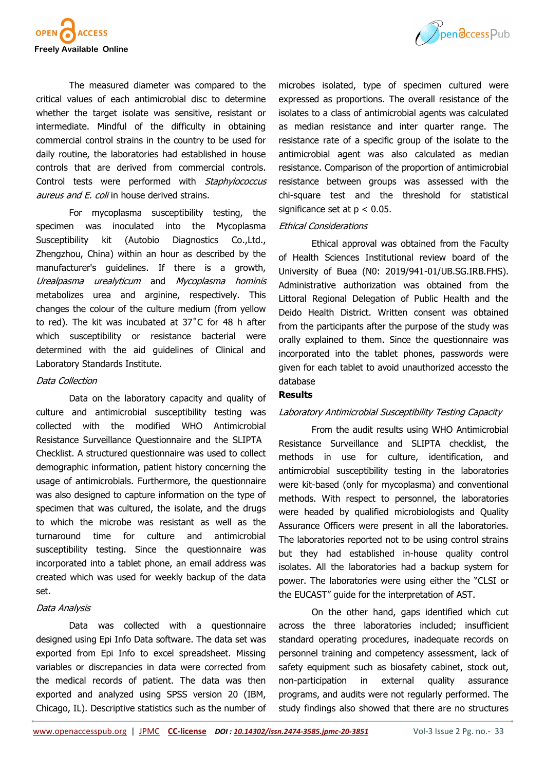The measured diameter was compared to the critical values of each antimicrobial disc to determine whether the target isolate was sensitive, resistant or intermediate. Mindful of the difficulty in obtaining commercial control strains in the country to be used for daily routine, the laboratories had established in house controls that are derived from commercial controls. Control tests were performed with *Staphylococcus aureus and E. coli* in house derived strains.

For mycoplasma susceptibility testing, the specimen was inoculated into the Mycoplasma Susceptibility kit (Autobio Diagnostics Co.,Ltd., Zhengzhou, China) within an hour as described by the manufacturer's guidelines. If there is a growth, *Urealpasma urealyticum* and *Mycoplasma hominis* metabolizes urea and arginine, respectively. This changes the colour of the culture medium (from yellow to red). The kit was incubated at 37˚C for 48 h after which susceptibility or resistance bacterial were determined with the aid guidelines of Clinical and Laboratory Standards Institute.

### *Data Collection*

Data on the laboratory capacity and quality of culture and antimicrobial susceptibility testing was collected with the modified WHO Antimicrobial Resistance Surveillance Questionnaire and the SLIPTA Checklist. A structured questionnaire was used to collect demographic information, patient history concerning the usage of antimicrobials. Furthermore, the questionnaire was also designed to capture information on the type of specimen that was cultured, the isolate, and the drugs to which the microbe was resistant as well as the turnaround time for culture and antimicrobial susceptibility testing. Since the questionnaire was incorporated into a tablet phone, an email address was created which was used for weekly backup of the data set.

### *Data Analysis*

Data was collected with a questionnaire designed using Epi Info Data software. The data set was exported from Epi Info to excel spreadsheet. Missing variables or discrepancies in data were corrected from the medical records of patient. The data was then exported and analyzed using SPSS version 20 (IBM, Chicago, IL). Descriptive statistics such as the number of microbes isolated, type of specimen cultured were expressed as proportions. The overall resistance of the isolates to a class of antimicrobial agents was calculated as median resistance and inter quarter range. The resistance rate of a specific group of the isolate to the antimicrobial agent was also calculated as median resistance. Comparison of the proportion of antimicrobial resistance between groups was assessed with the chi-square test and the threshold for statistical significance set at $p < 0.05$.

### *Ethical Considerations*

Ethical approval was obtained from the Faculty of Health Sciences Institutional review board of the University of Buea (N0: 2019/941-01/UB.SG.IRB.FHS). Administrative authorization was obtained from the Littoral Regional Delegation of Public Health and the Deido Health District. Written consent was obtained from the participants after the purpose of the study was orally explained to them. Since the questionnaire was incorporated into the tablet phones, passwords were given for each tablet to avoid unauthorized accessto the database

## **Results**

### *Laboratory Antimicrobial Susceptibility Testing Capacity*

From the audit results using WHO Antimicrobial Resistance Surveillance and SLIPTA checklist, the methods in use for culture, identification, and antimicrobial susceptibility testing in the laboratories were kit-based (only for mycoplasma) and conventional methods. With respect to personnel, the laboratories were headed by qualified microbiologists and Quality Assurance Officers were present in all the laboratories. The laboratories reported not to be using control strains but they had established in-house quality control isolates. All the laboratories had a backup system for power. The laboratories were using either the "CLSI or the EUCAST" guide for the interpretation of AST.

On the other hand, gaps identified which cut across the three laboratories included; insufficient standard operating procedures, inadequate records on personnel training and competency assessment, lack of safety equipment such as biosafety cabinet, stock out, non-participation in external quality assurance programs, and audits were not regularly performed. The study findings also showed that there are no structures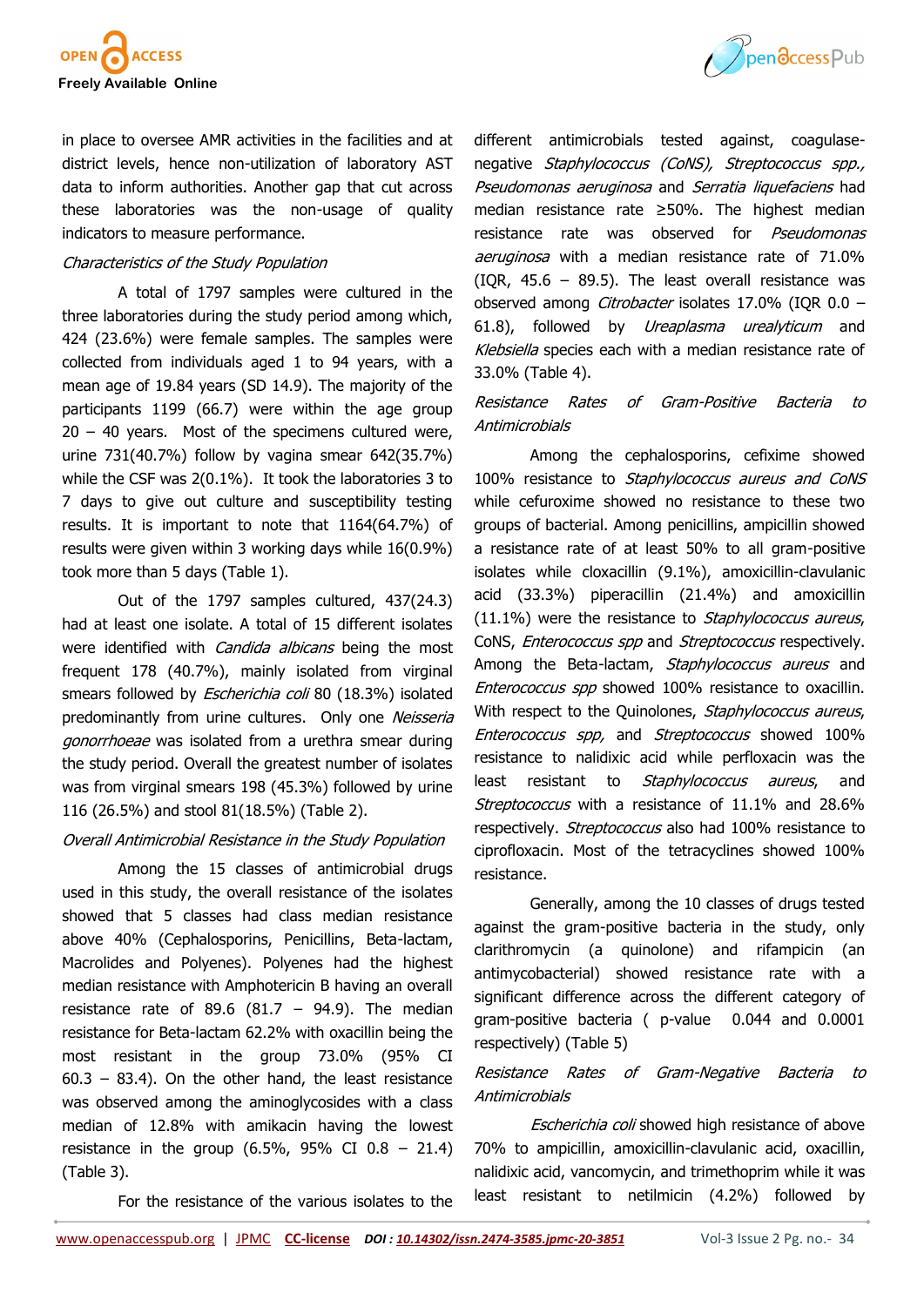in place to oversee AMR activities in the facilities and at district levels, hence non-utilization of laboratory AST data to inform authorities. Another gap that cut across these laboratories was the non-usage of quality indicators to measure performance.

*Characteristics of the Study Population*

A total of 1797 samples were cultured in the three laboratories during the study period among which, 424 (23.6%) were female samples. The samples were collected from individuals aged 1 to 94 years, with a mean age of 19.84 years (SD 14.9). The majority of the participants 1199 (66.7) were within the age group 20 – 40 years. Most of the specimens cultured were, urine 731(40.7%) follow by vagina smear 642(35.7%) while the CSF was 2(0.1%). It took the laboratories 3 to 7 days to give out culture and susceptibility testing results. It is important to note that 1164(64.7%) of results were given within 3 working days while 16(0.9%) took more than 5 days (Table 1).

Out of the 1797 samples cultured, 437(24.3) had at least one isolate. A total of 15 different isolates were identified with *Candida albicans* being the most frequent 178 (40.7%), mainly isolated from virginal smears followed by *Escherichia coli* 80 (18.3%) isolated predominantly from urine cultures. Only one *Neisseria gonorrhoeae* was isolated from a urethra smear during the study period. Overall the greatest number of isolates was from virginal smears 198 (45.3%) followed by urine 116 (26.5%) and stool 81(18.5%) (Table 2).

*Overall Antimicrobial Resistance in the Study Population*

Among the 15 classes of antimicrobial drugs used in this study, the overall resistance of the isolates showed that 5 classes had class median resistance above 40% (Cephalosporins, Penicillins, Beta-lactam, Macrolides and Polyenes). Polyenes had the highest median resistance with Amphotericin B having an overall resistance rate of 89.6 (81.7 – 94.9). The median resistance for Beta-lactam 62.2% with oxacillin being the most resistant in the group 73.0% (95% CI 60.3 – 83.4). On the other hand, the least resistance was observed among the aminoglycosides with a class median of 12.8% with amikacin having the lowest resistance in the group (6.5%, 95% CI 0.8 – 21.4) (Table 3).

For the resistance of the various isolates to the different antimicrobials tested against, coagulase-negative *Staphylococcus (CoNS), Streptococcus spp., Pseudomonas aeruginosa* and *Serratia liquefaciens* had median resistance rate ≥50%. The highest median resistance rate was observed for *Pseudomonas aeruginosa* with a median resistance rate of 71.0% (IQR, 45.6 – 89.5). The least overall resistance was observed among *Citrobacter* isolates 17.0% (IQR 0.0 – 61.8), followed by *Ureaplasma urealyticum* and *Klebsiella* species each with a median resistance rate of 33.0% (Table 4).

*Resistance Rates of Gram-Positive Bacteria to Antimicrobials*

Among the cephalosporins, cefixime showed 100% resistance to *Staphylococcus aureus and CoNS* while cefuroxime showed no resistance to these two groups of bacterial. Among penicillins, ampicillin showed a resistance rate of at least 50% to all gram-positive isolates while cloxacillin (9.1%), amoxicillin-clavulanic acid (33.3%) piperacillin (21.4%) and amoxicillin (11.1%) were the resistance to *Staphylococcus aureus*, CoNS, *Enterococcus spp* and *Streptococcus* respectively. Among the Beta-lactam, *Staphylococcus aureus* and *Enterococcus spp* showed 100% resistance to oxacillin. With respect to the Quinolones, *Staphylococcus aureus*, *Enterococcus spp,* and *Streptococcus* showed 100% resistance to nalidixic acid while perfloxacin was the least resistant to *Staphylococcus aureus,* and *Streptococcus* with a resistance of 11.1% and 28.6% respectively. *Streptococcus* also had 100% resistance to ciprofloxacin. Most of the tetracyclines showed 100% resistance.

Generally, among the 10 classes of drugs tested against the gram-positive bacteria in the study, only clarithromycin (a quinolone) and rifampicin (an antimycobacterial) showed resistance rate with a significant difference across the different category of gram-positive bacteria ( p-value 0.044 and 0.0001 respectively) (Table 5)

*Resistance Rates of Gram-Negative Bacteria to Antimicrobials*

*Escherichia coli* showed high resistance of above 70% to ampicillin, amoxicillin-clavulanic acid, oxacillin, nalidixic acid, vancomycin, and trimethoprim while it was least resistant to netilmicin (4.2%) followed by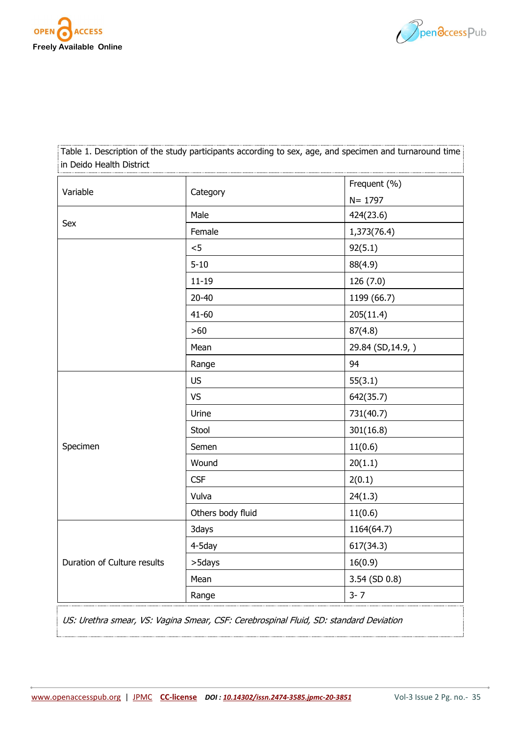Table 1. Description of the study participants according to sex, age, and specimen and turnaround time in Deido Health District

| Variable | Category | Frequent (%) N= 1797 |
|---|---|---|
| Sex | Male | 424(23.6) |
| | Female | 1,373(76.4) |
| | <5 | 92(5.1) |
| | 5-10 | 88(4.9) |
| | 11-19 | 126 (7.0) |
| | 20-40 | 1199 (66.7) |
| | 41-60 | 205(11.4) |
| | >60 | 87(4.8) |
| | Mean | 29.84 (SD,14.9, ) |
| | Range | 94 |
| Specimen | US | 55(3.1) |
| | VS | 642(35.7) |
| | Urine | 731(40.7) |
| | Stool | 301(16.8) |
| | Semen | 11(0.6) |
| | Wound | 20(1.1) |
| | CSF | 2(0.1) |
| | Vulva | 24(1.3) |
| | Others body fluid | 11(0.6) |
| Duration of Culture results | 3days | 1164(64.7) |
| | 4-5day | 617(34.3) |
| | >5days | 16(0.9) |
| | Mean | 3.54 (SD 0.8) |
| | Range | 3- 7 |

*US: Urethra smear, VS: Vagina Smear, CSF: Cerebrospinal Fluid, SD: standard Deviation*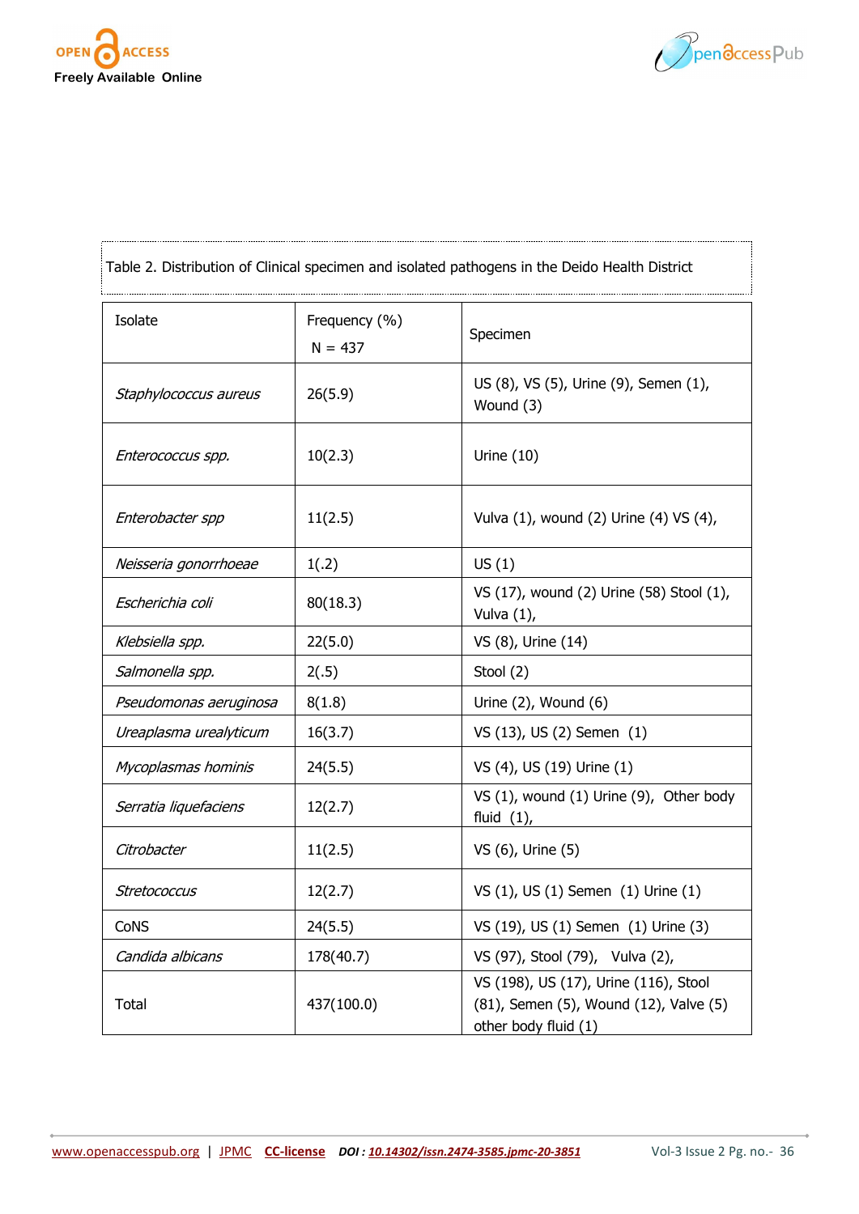Table 2. Distribution of Clinical specimen and isolated pathogens in the Deido Health District

| Isolate | Frequency (%) N = 437 | Specimen |
|---|---|---|
| *Staphylococcus aureus* | 26(5.9) | US (8), VS (5), Urine (9), Semen (1), Wound (3) |
| *Enterococcus spp.* | 10(2.3) | Urine (10) |
| *Enterobacter spp* | 11(2.5) | Vulva (1), wound (2) Urine (4) VS (4), |
| *Neisseria gonorrhoeae* | 1(.2) | US (1) |
| *Escherichia coli* | 80(18.3) | VS (17), wound (2) Urine (58) Stool (1), Vulva (1), |
| *Klebsiella spp.* | 22(5.0) | VS (8), Urine (14) |
| *Salmonella spp.* | 2(.5) | Stool (2) |
| *Pseudomonas aeruginosa* | 8(1.8) | Urine (2), Wound (6) |
| *Ureaplasma urealyticum* | 16(3.7) | VS (13), US (2) Semen (1) |
| *Mycoplasmas hominis* | 24(5.5) | VS (4), US (19) Urine (1) |
| *Serratia liquefaciens* | 12(2.7) | VS (1), wound (1) Urine (9), Other body fluid (1), |
| *Citrobacter* | 11(2.5) | VS (6), Urine (5) |
| *Stretococcus* | 12(2.7) | VS (1), US (1) Semen (1) Urine (1) |
| CoNS | 24(5.5) | VS (19), US (1) Semen (1) Urine (3) |
| *Candida albicans* | 178(40.7) | VS (97), Stool (79), Vulva (2), |
| Total | 437(100.0) | VS (198), US (17), Urine (116), Stool (81), Semen (5), Wound (12), Valve (5) other body fluid (1) |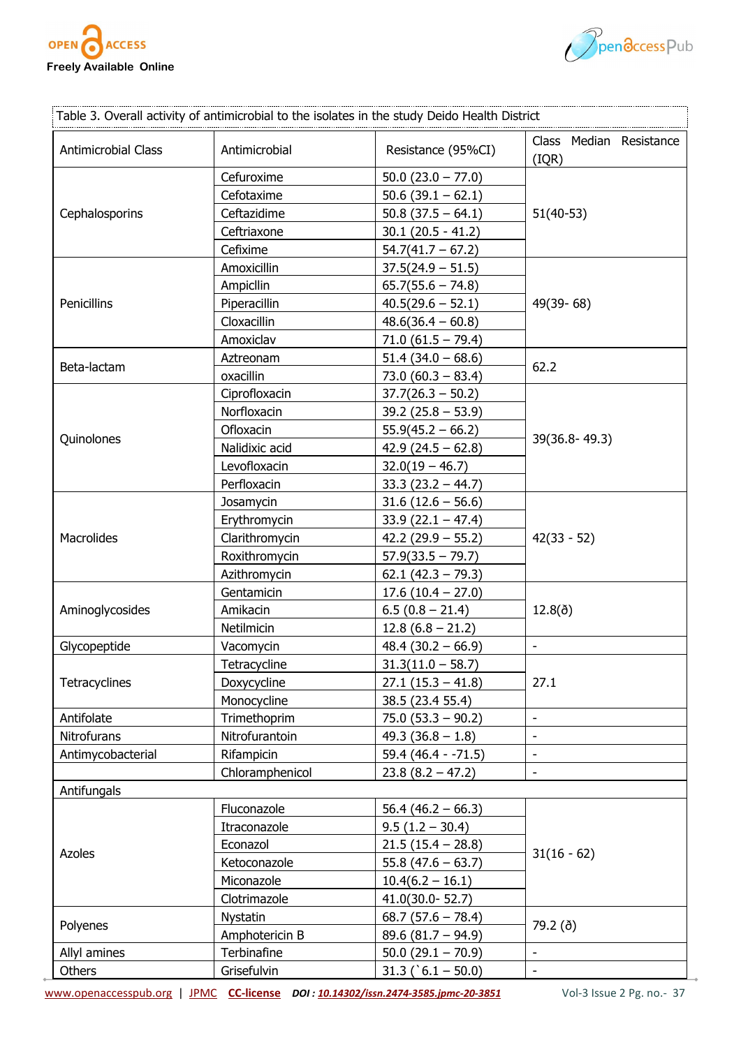Table 3. Overall activity of antimicrobial to the isolates in the study Deido Health District

| Antimicrobial Class | Antimicrobial | Resistance (95%CI) | Class Median Resistance (IQR) |
|---|---|---|---|
| Cephalosporins | Cefuroxime | 50.0 (23.0 – 77.0) | 51(40-53) |
| | Cefotaxime | 50.6 (39.1 – 62.1) | |
| | Ceftazidime | 50.8 (37.5 – 64.1) | |
| | Ceftriaxone | 30.1 (20.5 - 41.2) | |
| | Cefixime | 54.7(41.7 – 67.2) | |
| Penicillins | Amoxicillin | 37.5(24.9 – 51.5) | 49(39- 68) |
| | Ampicllin | 65.7(55.6 – 74.8) | |
| | Piperacillin | 40.5(29.6 – 52.1) | |
| | Cloxacillin | 48.6(36.4 – 60.8) | |
| | Amoxiclav | 71.0 (61.5 – 79.4) | |
| Beta-lactam | Aztreonam | 51.4 (34.0 – 68.6) | 62.2 |
| | oxacillin | 73.0 (60.3 – 83.4) | |
| Quinolones | Ciprofloxacin | 37.7(26.3 – 50.2) | 39(36.8- 49.3) |
| | Norfloxacin | 39.2 (25.8 – 53.9) | |
| | Ofloxacin | 55.9(45.2 – 66.2) | |
| | Nalidixic acid | 42.9 (24.5 – 62.8) | |
| | Levofloxacin | 32.0(19 – 46.7) | |
| | Perfloxacin | 33.3 (23.2 – 44.7) | |
| Macrolides | Josamycin | 31.6 (12.6 – 56.6) | 42(33 - 52) |
| | Erythromycin | 33.9 (22.1 – 47.4) | |
| | Clarithromycin | 42.2 (29.9 – 55.2) | |
| | Roxithromycin | 57.9(33.5 – 79.7) | |
| | Azithromycin | 62.1 (42.3 – 79.3) | |
| Aminoglycosides | Gentamicin | 17.6 (10.4 – 27.0) | 12.8(ð) |
| | Amikacin | 6.5 (0.8 – 21.4) | |
| | Netilmicin | 12.8 (6.8 – 21.2) | |
| Glycopeptide | Vacomycin | 48.4 (30.2 – 66.9) | - |
| Tetracyclines | Tetracycline | 31.3(11.0 – 58.7) | 27.1 |
| | Doxycycline | 27.1 (15.3 – 41.8) | |
| | Monocycline | 38.5 (23.4 55.4) | |
| Antifolate | Trimethoprim | 75.0 (53.3 – 90.2) | - |
| Nitrofurans | Nitrofurantoin | 49.3 (36.8 – 1.8) | - |
| Antimycobacterial | Rifampicin | 59.4 (46.4 - -71.5) | - |
| | Chloramphenicol | 23.8 (8.2 – 47.2) | - |
| Antifungals | | | |
| Azoles | Fluconazole | 56.4 (46.2 – 66.3) | 31(16 - 62) |
| | Itraconazole | 9.5 (1.2 – 30.4) | |
| | Econazol | 21.5 (15.4 – 28.8) | |
| | Ketoconazole | 55.8 (47.6 – 63.7) | |
| | Miconazole | 10.4(6.2 – 16.1) | |
| | Clotrimazole | 41.0(30.0- 52.7) | |
| Polyenes | Nystatin | 68.7 (57.6 – 78.4) | 79.2 (ð) |
| | Amphotericin B | 89.6 (81.7 – 94.9) | |
| Allyl amines | Terbinafine | 50.0 (29.1 – 70.9) | - |
| Others | Grisefulvin | 31.3 (`6.1 – 50.0) | - |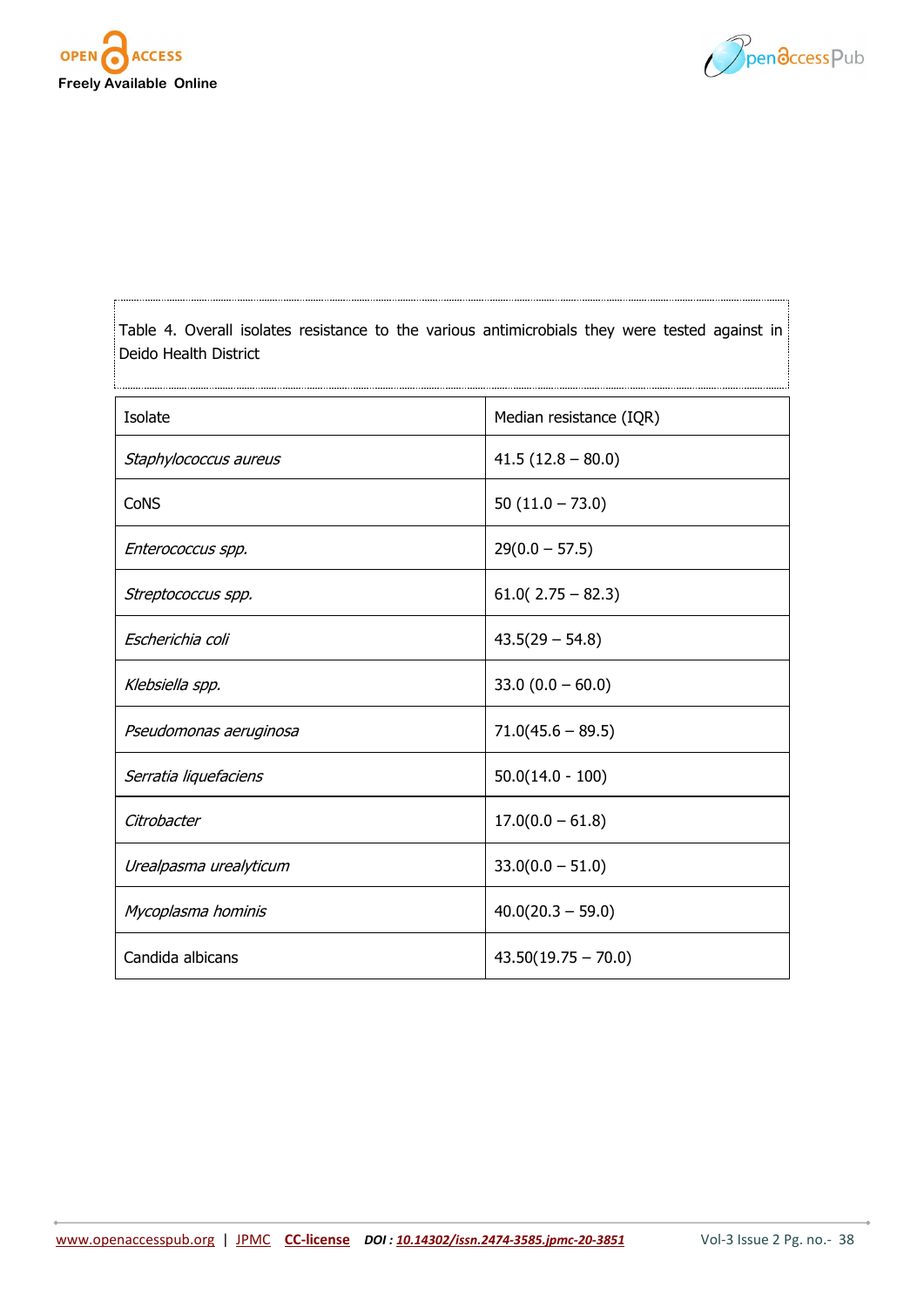Table 4. Overall isolates resistance to the various antimicrobials they were tested against in Deido Health District

| Isolate | Median resistance (IQR) |
|---|---|
| *Staphylococcus aureus* | 41.5 (12.8 – 80.0) |
| CoNS | 50 (11.0 – 73.0) |
| *Enterococcus spp.* | 29(0.0 – 57.5) |
| *Streptococcus spp.* | 61.0( 2.75 – 82.3) |
| *Escherichia coli* | 43.5(29 – 54.8) |
| *Klebsiella spp.* | 33.0 (0.0 – 60.0) |
| *Pseudomonas aeruginosa* | 71.0(45.6 – 89.5) |
| *Serratia liquefaciens* | 50.0(14.0 - 100) |
| *Citrobacter* | 17.0(0.0 – 61.8) |
| *Urealpasma urealyticum* | 33.0(0.0 – 51.0) |
| *Mycoplasma hominis* | 40.0(20.3 – 59.0) |
| Candida albicans | 43.50(19.75 – 70.0) |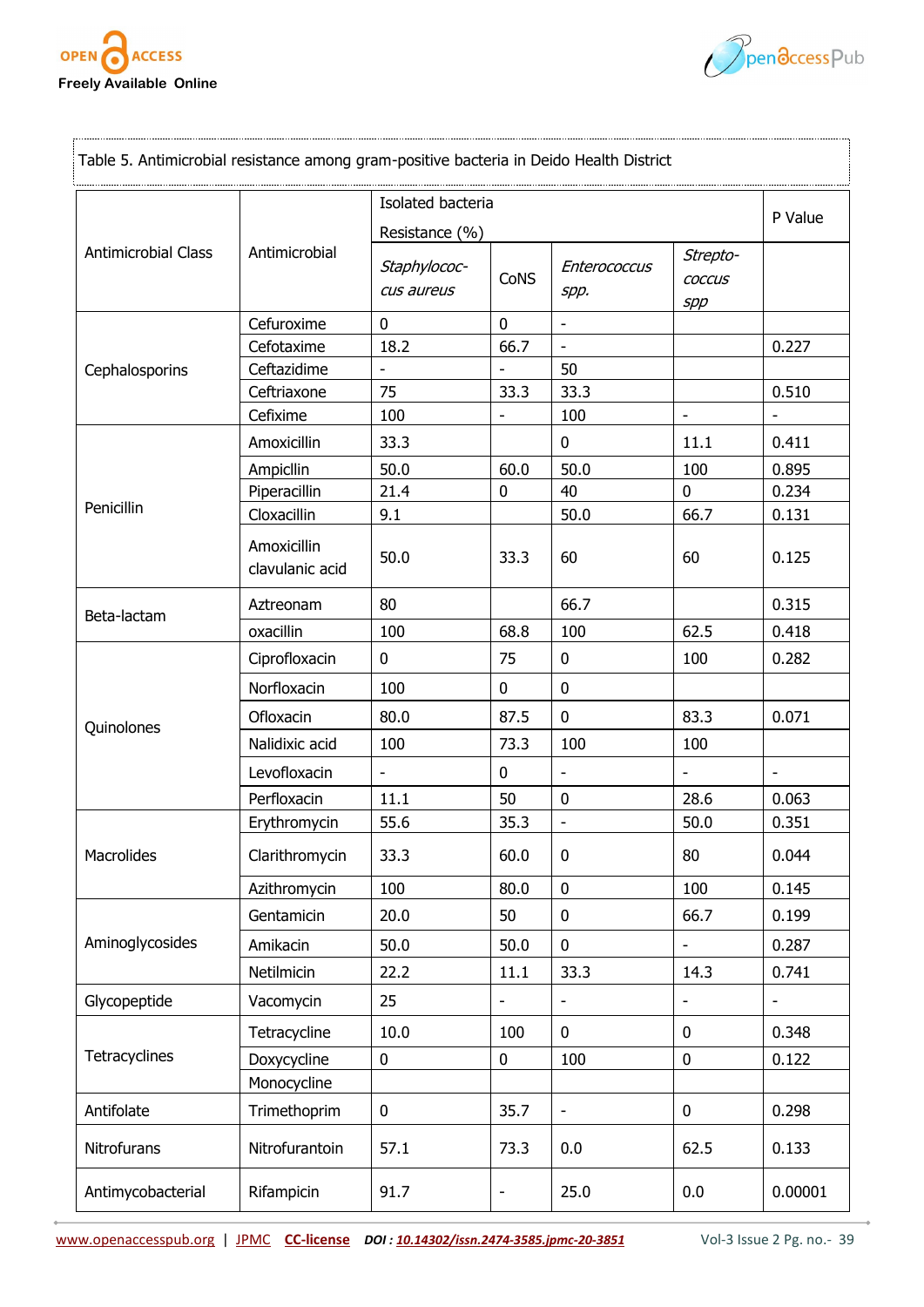Table 5. Antimicrobial resistance among gram-positive bacteria in Deido Health District

| Antimicrobial Class | Antimicrobial | Isolated bacteria Resistance (%) | | | | P Value |
|---|---|---|---|---|---|---|
| | | *Staphylococcus aureus* | CoNS | *Enterococcus spp.* | *Streptococcus spp* | |
| Cephalosporins | Cefuroxime | 0 | 0 | - | | |
| | Cefotaxime | 18.2 | 66.7 | - | | 0.227 |
| | Ceftazidime | - | - | 50 | | |
| | Ceftriaxone | 75 | 33.3 | 33.3 | | 0.510 |
| | Cefixime | 100 | - | 100 | - | - |
| Penicillin | Amoxicillin | 33.3 | | 0 | 11.1 | 0.411 |
| | Ampicllin | 50.0 | 60.0 | 50.0 | 100 | 0.895 |
| | Piperacillin | 21.4 | 0 | 40 | 0 | 0.234 |
| | Cloxacillin | 9.1 | | 50.0 | 66.7 | 0.131 |
| | Amoxicillin clavulanic acid | 50.0 | 33.3 | 60 | 60 | 0.125 |
| Beta-lactam | Aztreonam | 80 | | 66.7 | | 0.315 |
| | oxacillin | 100 | 68.8 | 100 | 62.5 | 0.418 |
| Quinolones | Ciprofloxacin | 0 | 75 | 0 | 100 | 0.282 |
| | Norfloxacin | 100 | 0 | 0 | | |
| | Ofloxacin | 80.0 | 87.5 | 0 | 83.3 | 0.071 |
| | Nalidixic acid | 100 | 73.3 | 100 | 100 | |
| | Levofloxacin | - | 0 | - | - | - |
| | Perfloxacin | 11.1 | 50 | 0 | 28.6 | 0.063 |
| Macrolides | Erythromycin | 55.6 | 35.3 | - | 50.0 | 0.351 |
| | Clarithromycin | 33.3 | 60.0 | 0 | 80 | 0.044 |
| | Azithromycin | 100 | 80.0 | 0 | 100 | 0.145 |
| Aminoglycosides | Gentamicin | 20.0 | 50 | 0 | 66.7 | 0.199 |
| | Amikacin | 50.0 | 50.0 | 0 | - | 0.287 |
| | Netilmicin | 22.2 | 11.1 | 33.3 | 14.3 | 0.741 |
| Glycopeptide | Vacomycin | 25 | - | - | - | - |
| Tetracyclines | Tetracycline | 10.0 | 100 | 0 | 0 | 0.348 |
| | Doxycycline | 0 | 0 | 100 | 0 | 0.122 |
| | Monocycline | | | | | |
| Antifolate | Trimethoprim | 0 | 35.7 | - | 0 | 0.298 |
| Nitrofurans | Nitrofurantoin | 57.1 | 73.3 | 0.0 | 62.5 | 0.133 |
| Antimycobacterial | Rifampicin | 91.7 | - | 25.0 | 0.0 | 0.00001 |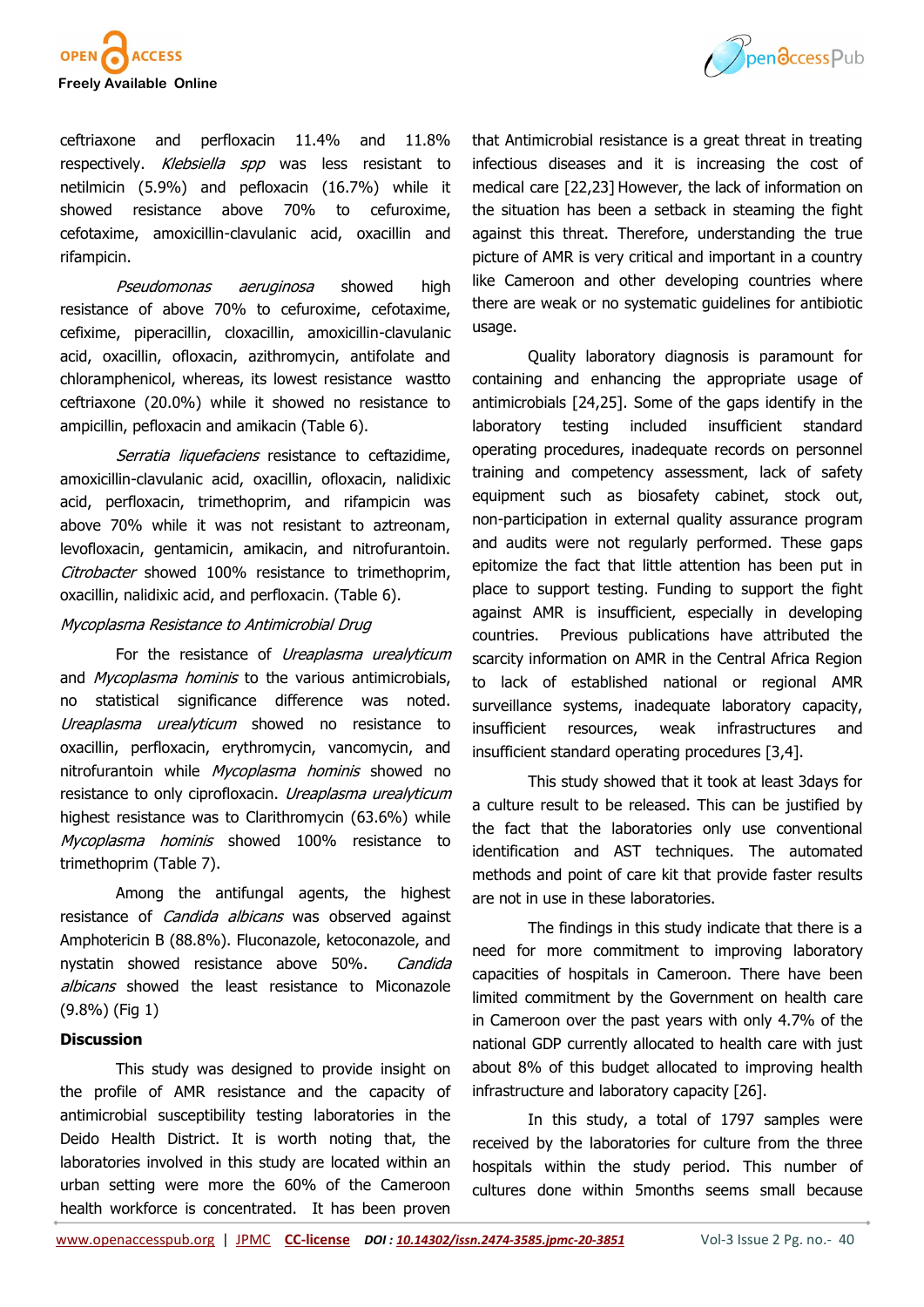ceftriaxone and perfloxacin 11.4% and 11.8% respectively. *Klebsiella spp* was less resistant to netilmicin (5.9%) and pefloxacin (16.7%) while it showed resistance above 70% to cefuroxime, cefotaxime, amoxicillin-clavulanic acid, oxacillin and rifampicin.

*Pseudomonas aeruginosa* showed high resistance of above 70% to cefuroxime, cefotaxime, cefixime, piperacillin, cloxacillin, amoxicillin-clavulanic acid, oxacillin, ofloxacin, azithromycin, antifolate and chloramphenicol, whereas, its lowest resistance wastto ceftriaxone (20.0%) while it showed no resistance to ampicillin, pefloxacin and amikacin (Table 6).

*Serratia liquefaciens* resistance to ceftazidime, amoxicillin-clavulanic acid, oxacillin, ofloxacin, nalidixic acid, perfloxacin, trimethoprim, and rifampicin was above 70% while it was not resistant to aztreonam, levofloxacin, gentamicin, amikacin, and nitrofurantoin. *Citrobacter* showed 100% resistance to trimethoprim, oxacillin, nalidixic acid, and perfloxacin. (Table 6).

*Mycoplasma Resistance to Antimicrobial Drug*

For the resistance of *Ureaplasma urealyticum* and *Mycoplasma hominis* to the various antimicrobials, no statistical significance difference was noted. *Ureaplasma urealyticum* showed no resistance to oxacillin, perfloxacin, erythromycin, vancomycin, and nitrofurantoin while *Mycoplasma hominis* showed no resistance to only ciprofloxacin. *Ureaplasma urealyticum* highest resistance was to Clarithromycin (63.6%) while *Mycoplasma hominis* showed 100% resistance to trimethoprim (Table 7).

Among the antifungal agents, the highest resistance of *Candida albicans* was observed against Amphotericin B (88.8%). Fluconazole, ketoconazole, and nystatin showed resistance above 50%. *Candida albicans* showed the least resistance to Miconazole (9.8%) (Fig 1)

## Discussion

This study was designed to provide insight on the profile of AMR resistance and the capacity of antimicrobial susceptibility testing laboratories in the Deido Health District. It is worth noting that, the laboratories involved in this study are located within an urban setting were more the 60% of the Cameroon health workforce is concentrated. It has been proven that Antimicrobial resistance is a great threat in treating infectious diseases and it is increasing the cost of medical care [22,23] However, the lack of information on the situation has been a setback in steaming the fight against this threat. Therefore, understanding the true picture of AMR is very critical and important in a country like Cameroon and other developing countries where there are weak or no systematic guidelines for antibiotic usage.

Quality laboratory diagnosis is paramount for containing and enhancing the appropriate usage of antimicrobials [24,25]. Some of the gaps identify in the laboratory testing included insufficient standard operating procedures, inadequate records on personnel training and competency assessment, lack of safety equipment such as biosafety cabinet, stock out, non-participation in external quality assurance program and audits were not regularly performed. These gaps epitomize the fact that little attention has been put in place to support testing. Funding to support the fight against AMR is insufficient, especially in developing countries. Previous publications have attributed the scarcity information on AMR in the Central Africa Region to lack of established national or regional AMR surveillance systems, inadequate laboratory capacity, insufficient resources, weak infrastructures and insufficient standard operating procedures [3,4].

This study showed that it took at least 3days for a culture result to be released. This can be justified by the fact that the laboratories only use conventional identification and AST techniques. The automated methods and point of care kit that provide faster results are not in use in these laboratories.

The findings in this study indicate that there is a need for more commitment to improving laboratory capacities of hospitals in Cameroon. There have been limited commitment by the Government on health care in Cameroon over the past years with only 4.7% of the national GDP currently allocated to health care with just about 8% of this budget allocated to improving health infrastructure and laboratory capacity [26].

In this study, a total of 1797 samples were received by the laboratories for culture from the three hospitals within the study period. This number of cultures done within 5months seems small because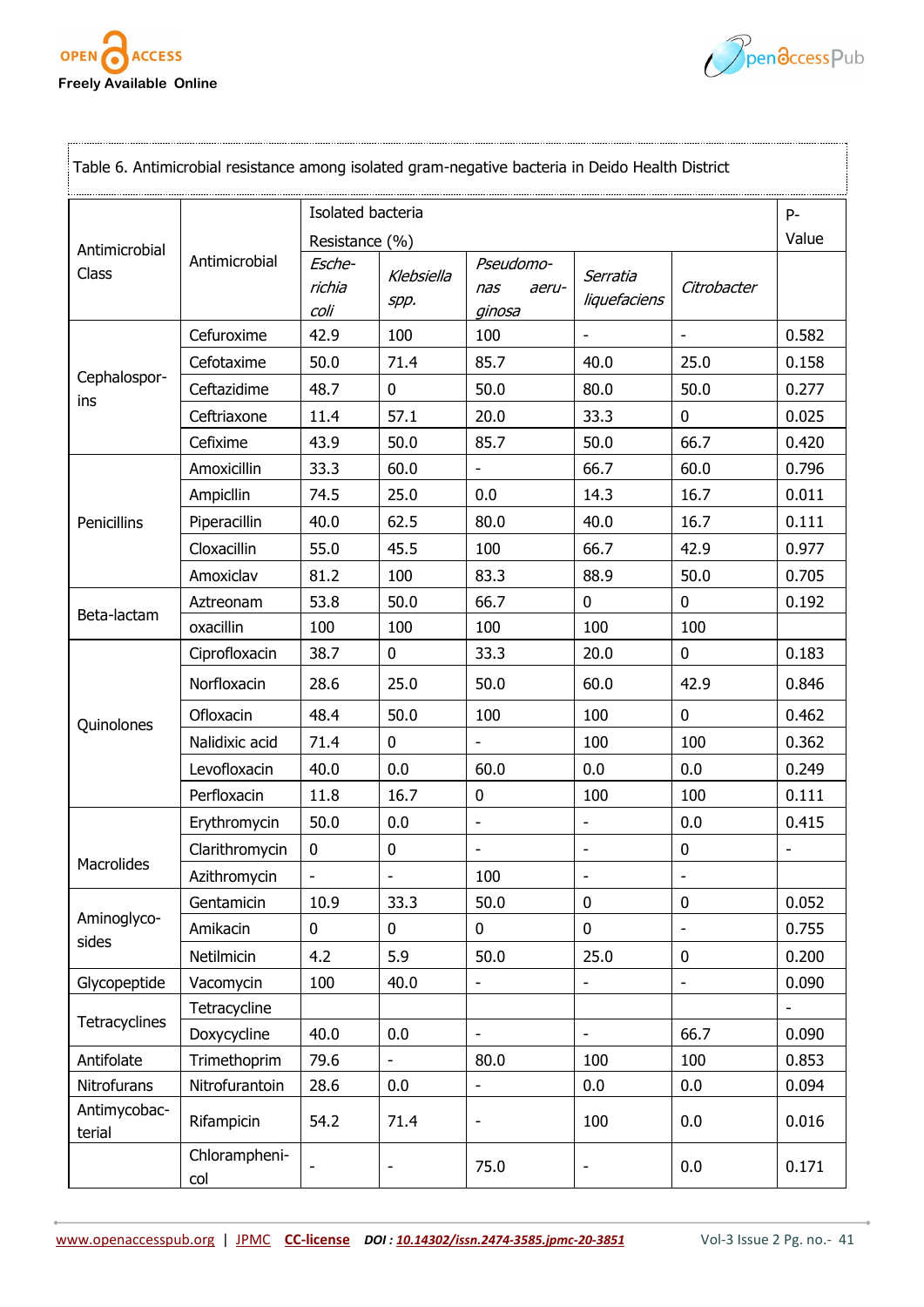Table 6. Antimicrobial resistance among isolated gram-negative bacteria in Deido Health District

| Antimicrobial Class | Antimicrobial | Isolated bacteria Resistance (%) | | | | | P-Value |
|---|---|---|---|---|---|---|---|
| | | *Escherichia coli* | *Klebsiella spp.* | *Pseudomonas aeruginosa* | *Serratia liquefaciens* | *Citrobacter* | |
| Cephalosporins | Cefuroxime | 42.9 | 100 | 100 | - | - | 0.582 |
| | Cefotaxime | 50.0 | 71.4 | 85.7 | 40.0 | 25.0 | 0.158 |
| | Ceftazidime | 48.7 | 0 | 50.0 | 80.0 | 50.0 | 0.277 |
| | Ceftriaxone | 11.4 | 57.1 | 20.0 | 33.3 | 0 | 0.025 |
| | Cefixime | 43.9 | 50.0 | 85.7 | 50.0 | 66.7 | 0.420 |
| Penicillins | Amoxicillin | 33.3 | 60.0 | - | 66.7 | 60.0 | 0.796 |
| | Ampicllin | 74.5 | 25.0 | 0.0 | 14.3 | 16.7 | 0.011 |
| | Piperacillin | 40.0 | 62.5 | 80.0 | 40.0 | 16.7 | 0.111 |
| | Cloxacillin | 55.0 | 45.5 | 100 | 66.7 | 42.9 | 0.977 |
| | Amoxiclav | 81.2 | 100 | 83.3 | 88.9 | 50.0 | 0.705 |
| Beta-lactam | Aztreonam | 53.8 | 50.0 | 66.7 | 0 | 0 | 0.192 |
| | oxacillin | 100 | 100 | 100 | 100 | 100 | |
| Quinolones | Ciprofloxacin | 38.7 | 0 | 33.3 | 20.0 | 0 | 0.183 |
| | Norfloxacin | 28.6 | 25.0 | 50.0 | 60.0 | 42.9 | 0.846 |
| | Ofloxacin | 48.4 | 50.0 | 100 | 100 | 0 | 0.462 |
| | Nalidixic acid | 71.4 | 0 | - | 100 | 100 | 0.362 |
| | Levofloxacin | 40.0 | 0.0 | 60.0 | 0.0 | 0.0 | 0.249 |
| | Perfloxacin | 11.8 | 16.7 | 0 | 100 | 100 | 0.111 |
| Macrolides | Erythromycin | 50.0 | 0.0 | - | - | 0.0 | 0.415 |
| | Clarithromycin | 0 | 0 | - | - | 0 | - |
| | Azithromycin | - | - | 100 | - | - | |
| Aminoglycosides | Gentamicin | 10.9 | 33.3 | 50.0 | 0 | 0 | 0.052 |
| | Amikacin | 0 | 0 | 0 | 0 | - | 0.755 |
| | Netilmicin | 4.2 | 5.9 | 50.0 | 25.0 | 0 | 0.200 |
| Glycopeptide | Vacomycin | 100 | 40.0 | - | - | - | 0.090 |
| Tetracyclines | Tetracycline | | | | | | - |
| | Doxycycline | 40.0 | 0.0 | - | - | 66.7 | 0.090 |
| Antifolate | Trimethoprim | 79.6 | - | 80.0 | 100 | 100 | 0.853 |
| Nitrofurans | Nitrofurantoin | 28.6 | 0.0 | - | 0.0 | 0.0 | 0.094 |
| Antimycobacterial | Rifampicin | 54.2 | 71.4 | - | 100 | 0.0 | 0.016 |
| | Chloramphenicol | - | - | 75.0 | - | 0.0 | 0.171 |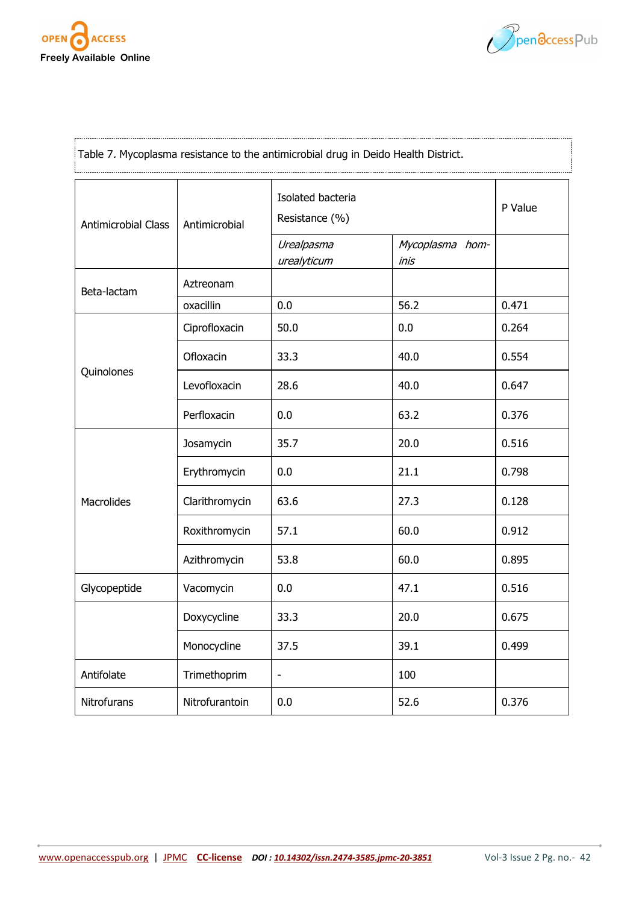Table 7. Mycoplasma resistance to the antimicrobial drug in Deido Health District.

| Antimicrobial Class | Antimicrobial | Isolated bacteria Resistance (%) | | P Value |
|---|---|---|---|---|
| | | *Urealpasma urealyticum* | *Mycoplasma hominis* | |
| Beta-lactam | Aztreonam | | | |
| | oxacillin | 0.0 | 56.2 | 0.471 |
| Quinolones | Ciprofloxacin | 50.0 | 0.0 | 0.264 |
| | Ofloxacin | 33.3 | 40.0 | 0.554 |
| | Levofloxacin | 28.6 | 40.0 | 0.647 |
| | Perfloxacin | 0.0 | 63.2 | 0.376 |
| Macrolides | Josamycin | 35.7 | 20.0 | 0.516 |
| | Erythromycin | 0.0 | 21.1 | 0.798 |
| | Clarithromycin | 63.6 | 27.3 | 0.128 |
| | Roxithromycin | 57.1 | 60.0 | 0.912 |
| | Azithromycin | 53.8 | 60.0 | 0.895 |
| Glycopeptide | Vacomycin | 0.0 | 47.1 | 0.516 |
| | Doxycycline | 33.3 | 20.0 | 0.675 |
| | Monocycline | 37.5 | 39.1 | 0.499 |
| Antifolate | Trimethoprim | - | 100 | |
| Nitrofurans | Nitrofurantoin | 0.0 | 52.6 | 0.376 |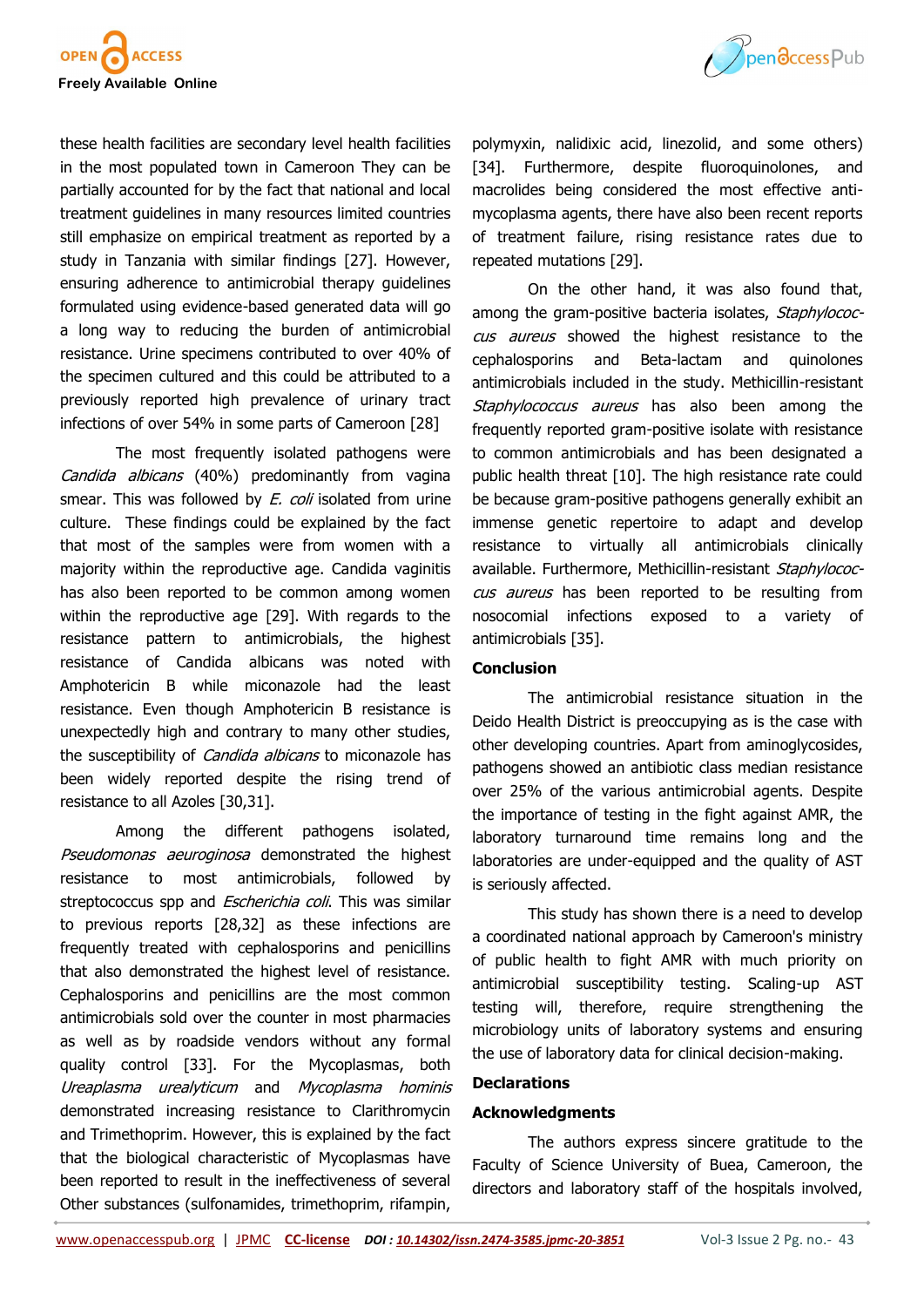these health facilities are secondary level health facilities in the most populated town in Cameroon They can be partially accounted for by the fact that national and local treatment guidelines in many resources limited countries still emphasize on empirical treatment as reported by a study in Tanzania with similar findings [27]. However, ensuring adherence to antimicrobial therapy guidelines formulated using evidence-based generated data will go a long way to reducing the burden of antimicrobial resistance. Urine specimens contributed to over 40% of the specimen cultured and this could be attributed to a previously reported high prevalence of urinary tract infections of over 54% in some parts of Cameroon [28]

The most frequently isolated pathogens were *Candida albicans* (40%) predominantly from vagina smear. This was followed by *E. coli* isolated from urine culture. These findings could be explained by the fact that most of the samples were from women with a majority within the reproductive age. Candida vaginitis has also been reported to be common among women within the reproductive age [29]. With regards to the resistance pattern to antimicrobials, the highest resistance of Candida albicans was noted with Amphotericin B while miconazole had the least resistance. Even though Amphotericin B resistance is unexpectedly high and contrary to many other studies, the susceptibility of *Candida albicans* to miconazole has been widely reported despite the rising trend of resistance to all Azoles [30,31].

Among the different pathogens isolated, *Pseudomonas aeuroginosa* demonstrated the highest resistance to most antimicrobials, followed by streptococcus spp and *Escherichia coli*. This was similar to previous reports [28,32] as these infections are frequently treated with cephalosporins and penicillins that also demonstrated the highest level of resistance. Cephalosporins and penicillins are the most common antimicrobials sold over the counter in most pharmacies as well as by roadside vendors without any formal quality control [33]. For the Mycoplasmas, both *Ureaplasma urealyticum* and *Mycoplasma hominis* demonstrated increasing resistance to Clarithromycin and Trimethoprim. However, this is explained by the fact that the biological characteristic of Mycoplasmas have been reported to result in the ineffectiveness of several Other substances (sulfonamides, trimethoprim, rifampin, polymyxin, nalidixic acid, linezolid, and some others) [34]. Furthermore, despite fluoroquinolones, and macrolides being considered the most effective anti-mycoplasma agents, there have also been recent reports of treatment failure, rising resistance rates due to repeated mutations [29].

On the other hand, it was also found that, among the gram-positive bacteria isolates, *Staphylococcus aureus* showed the highest resistance to the cephalosporins and Beta-lactam and quinolones antimicrobials included in the study. Methicillin-resistant *Staphylococcus aureus* has also been among the frequently reported gram-positive isolate with resistance to common antimicrobials and has been designated a public health threat [10]. The high resistance rate could be because gram-positive pathogens generally exhibit an immense genetic repertoire to adapt and develop resistance to virtually all antimicrobials clinically available. Furthermore, Methicillin-resistant *Staphylococcus aureus* has been reported to be resulting from nosocomial infections exposed to a variety of antimicrobials [35].

## Conclusion

The antimicrobial resistance situation in the Deido Health District is preoccupying as is the case with other developing countries. Apart from aminoglycosides, pathogens showed an antibiotic class median resistance over 25% of the various antimicrobial agents. Despite the importance of testing in the fight against AMR, the laboratory turnaround time remains long and the laboratories are under-equipped and the quality of AST is seriously affected.

This study has shown there is a need to develop a coordinated national approach by Cameroon's ministry of public health to fight AMR with much priority on antimicrobial susceptibility testing. Scaling-up AST testing will, therefore, require strengthening the microbiology units of laboratory systems and ensuring the use of laboratory data for clinical decision-making.

## Declarations

### Acknowledgments

The authors express sincere gratitude to the Faculty of Science University of Buea, Cameroon, the directors and laboratory staff of the hospitals involved,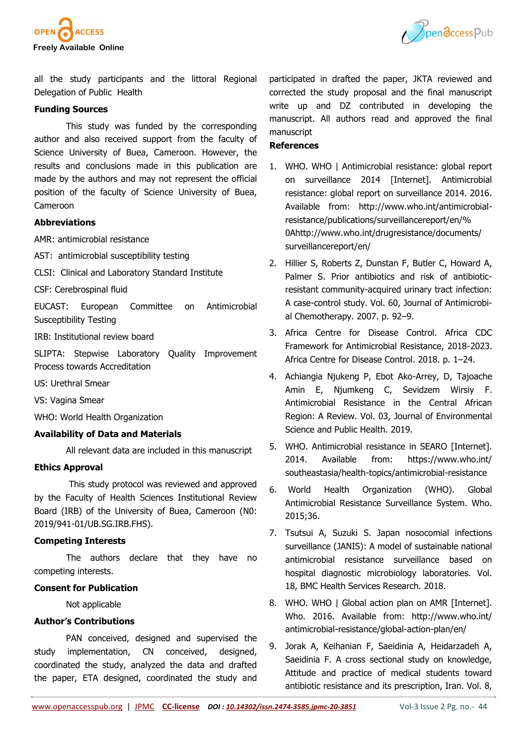all the study participants and the littoral Regional Delegation of Public Health

## Funding Sources

This study was funded by the corresponding author and also received support from the faculty of Science University of Buea, Cameroon. However, the results and conclusions made in this publication are made by the authors and may not represent the official position of the faculty of Science University of Buea, Cameroon

## Abbreviations

AMR: antimicrobial resistance

AST: antimicrobial susceptibility testing

CLSI: Clinical and Laboratory Standard Institute

CSF: Cerebrospinal fluid

EUCAST: European Committee on Antimicrobial Susceptibility Testing

IRB: Institutional review board

SLIPTA: Stepwise Laboratory Quality Improvement Process towards Accreditation

US: Urethral Smear

VS: Vagina Smear

WHO: World Health Organization

## Availability of Data and Materials

All relevant data are included in this manuscript

## Ethics Approval

This study protocol was reviewed and approved by the Faculty of Health Sciences Institutional Review Board (IRB) of the University of Buea, Cameroon (N0: 2019/941-01/UB.SG.IRB.FHS).

## Competing Interests

The authors declare that they have no competing interests.

## Consent for Publication

Not applicable

## Author's Contributions

PAN conceived, designed and supervised the study implementation, CN conceived, designed, coordinated the study, analyzed the data and drafted the paper, ETA designed, coordinated the study and participated in drafted the paper, JKTA reviewed and corrected the study proposal and the final manuscript write up and DZ contributed in developing the manuscript. All authors read and approved the final manuscript

## References

1. WHO. WHO | Antimicrobial resistance: global report on surveillance 2014 [Internet]. Antimicrobial resistance: global report on surveillance 2014. 2016. Available from: http://www.who.int/antimicrobial-resistance/publications/surveillancereport/en/%0Ahttp://www.who.int/drugresistance/documents/surveillancereport/en/
2. Hillier S, Roberts Z, Dunstan F, Butler C, Howard A, Palmer S. Prior antibiotics and risk of antibiotic-resistant community-acquired urinary tract infection: A case-control study. Vol. 60, Journal of Antimicrobial Chemotherapy. 2007. p. 92–9.
3. Africa Centre for Disease Control. Africa CDC Framework for Antimicrobial Resistance, 2018-2023. Africa Centre for Disease Control. 2018. p. 1–24.
4. Achiangia Njukeng P, Ebot Ako-Arrey, D, Tajoache Amin E, Njumkeng C, Sevidzem Wirsiy F. Antimicrobial Resistance in the Central African Region: A Review. Vol. 03, Journal of Environmental Science and Public Health. 2019.
5. WHO. Antimicrobial resistance in SEARO [Internet]. 2014. Available from: https://www.who.int/southeastasia/health-topics/antimicrobial-resistance
6. World Health Organization (WHO). Global Antimicrobial Resistance Surveillance System. Who. 2015;36.
7. Tsutsui A, Suzuki S. Japan nosocomial infections surveillance (JANIS): A model of sustainable national antimicrobial resistance surveillance based on hospital diagnostic microbiology laboratories. Vol. 18, BMC Health Services Research. 2018.
8. WHO. WHO | Global action plan on AMR [Internet]. Who. 2016. Available from: http://www.who.int/antimicrobial-resistance/global-action-plan/en/
9. Jorak A, Keihanian F, Saeidinia A, Heidarzadeh A, Saeidinia F. A cross sectional study on knowledge, Attitude and practice of medical students toward antibiotic resistance and its prescription, Iran. Vol. 8,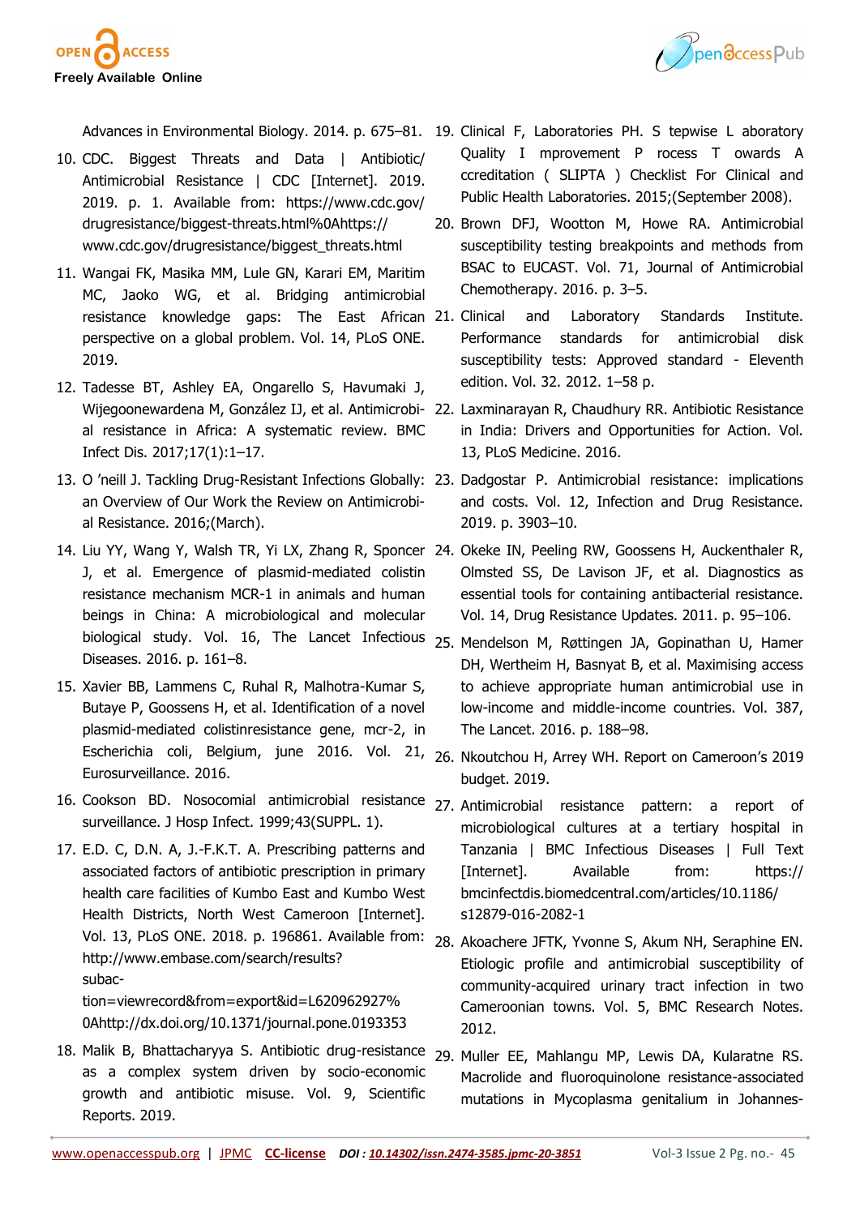Advances in Environmental Biology. 2014. p. 675–81.

10. CDC. Biggest Threats and Data | Antibiotic/ Antimicrobial Resistance | CDC [Internet]. 2019. 2019. p. 1. Available from: https://www.cdc.gov/drugresistance/biggest-threats.html%0Ahttps://www.cdc.gov/drugresistance/biggest_threats.html
11. Wangai FK, Masika MM, Lule GN, Karari EM, Maritim MC, Jaoko WG, et al. Bridging antimicrobial resistance knowledge gaps: The East African perspective on a global problem. Vol. 14, PLoS ONE. 2019.
12. Tadesse BT, Ashley EA, Ongarello S, Havumaki J, Wijegoonewardena M, González IJ, et al. Antimicrobial resistance in Africa: A systematic review. BMC Infect Dis. 2017;17(1):1–17.
13. O 'neill J. Tackling Drug-Resistant Infections Globally: an Overview of Our Work the Review on Antimicrobial Resistance. 2016;(March).
14. Liu YY, Wang Y, Walsh TR, Yi LX, Zhang R, Sponcer J, et al. Emergence of plasmid-mediated colistin resistance mechanism MCR-1 in animals and human beings in China: A microbiological and molecular biological study. Vol. 16, The Lancet Infectious Diseases. 2016. p. 161–8.
15. Xavier BB, Lammens C, Ruhal R, Malhotra-Kumar S, Butaye P, Goossens H, et al. Identification of a novel plasmid-mediated colistinresistance gene, mcr-2, in Escherichia coli, Belgium, june 2016. Vol. 21, Eurosurveillance. 2016.
16. Cookson BD. Nosocomial antimicrobial resistance surveillance. J Hosp Infect. 1999;43(SUPPL. 1).
17. E.D. C, D.N. A, J.-F.K.T. A. Prescribing patterns and associated factors of antibiotic prescription in primary health care facilities of Kumbo East and Kumbo West Health Districts, North West Cameroon [Internet]. Vol. 13, PLoS ONE. 2018. p. 196861. Available from: http://www.embase.com/search/results?subaction=viewrecord&from=export&id=L620962927%0Ahttp://dx.doi.org/10.1371/journal.pone.0193353
18. Malik B, Bhattacharyya S. Antibiotic drug-resistance as a complex system driven by socio-economic growth and antibiotic misuse. Vol. 9, Scientific Reports. 2019.
19. Clinical F, Laboratories PH. S tepwise L aboratory Quality I mprovement P rocess T owards A ccreditation ( SLIPTA ) Checklist For Clinical and Public Health Laboratories. 2015;(September 2008).
20. Brown DFJ, Wootton M, Howe RA. Antimicrobial susceptibility testing breakpoints and methods from BSAC to EUCAST. Vol. 71, Journal of Antimicrobial Chemotherapy. 2016. p. 3–5.
21. Clinical and Laboratory Standards Institute. Performance standards for antimicrobial disk susceptibility tests: Approved standard - Eleventh edition. Vol. 32. 2012. 1–58 p.
22. Laxminarayan R, Chaudhury RR. Antibiotic Resistance in India: Drivers and Opportunities for Action. Vol. 13, PLoS Medicine. 2016.
23. Dadgostar P. Antimicrobial resistance: implications and costs. Vol. 12, Infection and Drug Resistance. 2019. p. 3903–10.
24. Okeke IN, Peeling RW, Goossens H, Auckenthaler R, Olmsted SS, De Lavison JF, et al. Diagnostics as essential tools for containing antibacterial resistance. Vol. 14, Drug Resistance Updates. 2011. p. 95–106.
25. Mendelson M, Røttingen JA, Gopinathan U, Hamer DH, Wertheim H, Basnyat B, et al. Maximising access to achieve appropriate human antimicrobial use in low-income and middle-income countries. Vol. 387, The Lancet. 2016. p. 188–98.
26. Nkoutchou H, Arrey WH. Report on Cameroon's 2019 budget. 2019.
27. Antimicrobial resistance pattern: a report of microbiological cultures at a tertiary hospital in Tanzania | BMC Infectious Diseases | Full Text [Internet]. Available from: https://bmcinfectdis.biomedcentral.com/articles/10.1186/s12879-016-2082-1
28. Akoachere JFTK, Yvonne S, Akum NH, Seraphine EN. Etiologic profile and antimicrobial susceptibility of community-acquired urinary tract infection in two Cameroonian towns. Vol. 5, BMC Research Notes. 2012.
29. Muller EE, Mahlangu MP, Lewis DA, Kularatne RS. Macrolide and fluoroquinolone resistance-associated mutations in Mycoplasma genitalium in Johannes-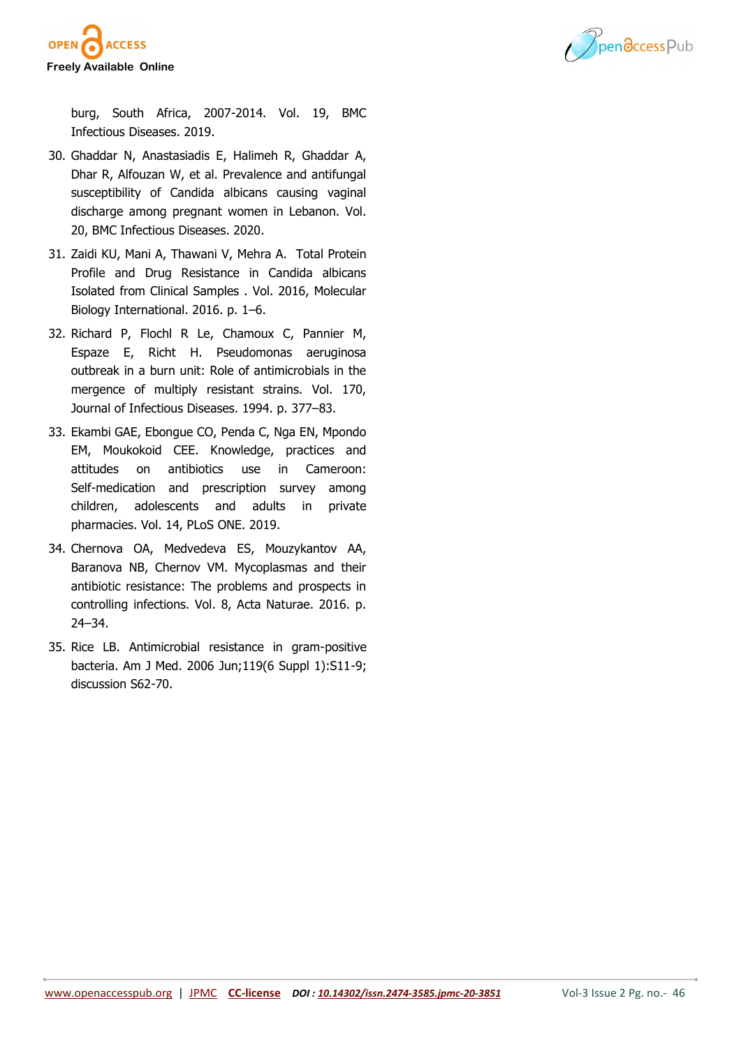burg, South Africa, 2007-2014. Vol. 19, BMC Infectious Diseases. 2019.

30. Ghaddar N, Anastasiadis E, Halimeh R, Ghaddar A, Dhar R, Alfouzan W, et al. Prevalence and antifungal susceptibility of Candida albicans causing vaginal discharge among pregnant women in Lebanon. Vol. 20, BMC Infectious Diseases. 2020.
31. Zaidi KU, Mani A, Thawani V, Mehra A. Total Protein Profile and Drug Resistance in Candida albicans Isolated from Clinical Samples . Vol. 2016, Molecular Biology International. 2016. p. 1–6.
32. Richard P, Flochl R Le, Chamoux C, Pannier M, Espaze E, Richt H. Pseudomonas aeruginosa outbreak in a burn unit: Role of antimicrobials in the mergence of multiply resistant strains. Vol. 170, Journal of Infectious Diseases. 1994. p. 377–83.
33. Ekambi GAE, Ebongue CO, Penda C, Nga EN, Mpondo EM, Moukokoid CEE. Knowledge, practices and attitudes on antibiotics use in Cameroon: Self-medication and prescription survey among children, adolescents and adults in private pharmacies. Vol. 14, PLoS ONE. 2019.
34. Chernova OA, Medvedeva ES, Mouzykantov AA, Baranova NB, Chernov VM. Mycoplasmas and their antibiotic resistance: The problems and prospects in controlling infections. Vol. 8, Acta Naturae. 2016. p. 24–34.
35. Rice LB. Antimicrobial resistance in gram-positive bacteria. Am J Med. 2006 Jun;119(6 Suppl 1):S11-9; discussion S62-70.